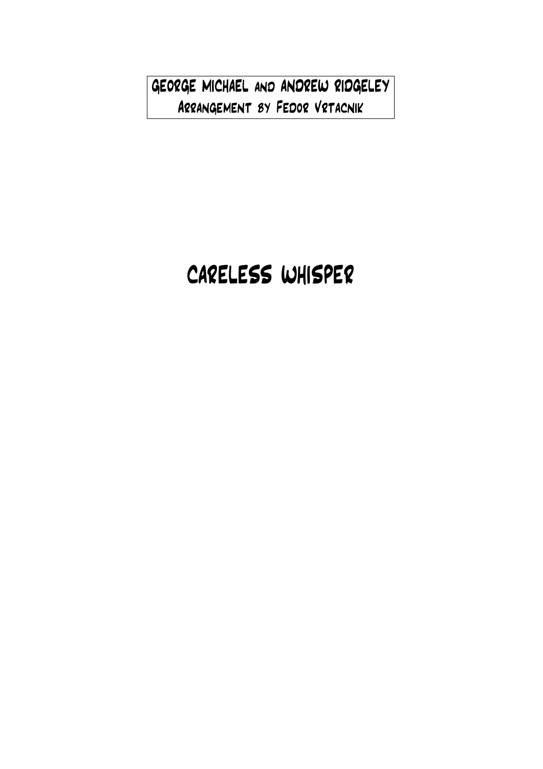George Michael and Andrew Ridgeley
Arrangement by Fedor Vrtacnik

# Careless Whisper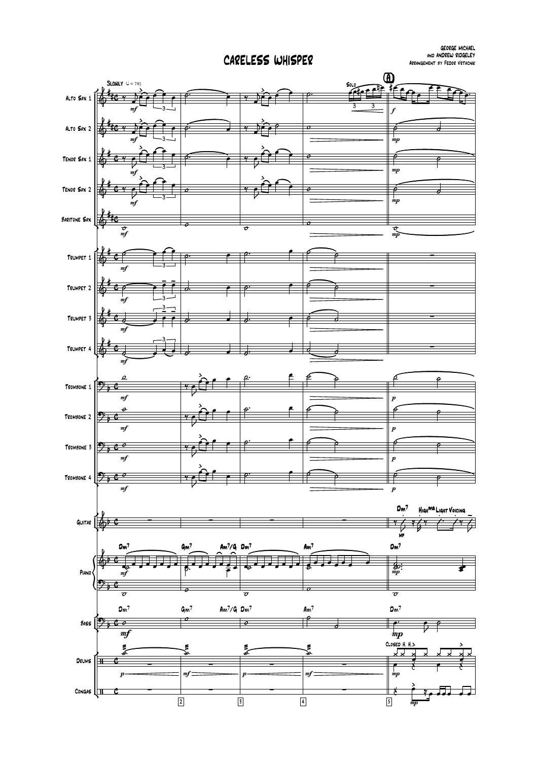# Careless Whisper

George Michael
and Andrew Ridgeley
Arrangement by Fedor Vrtacnik